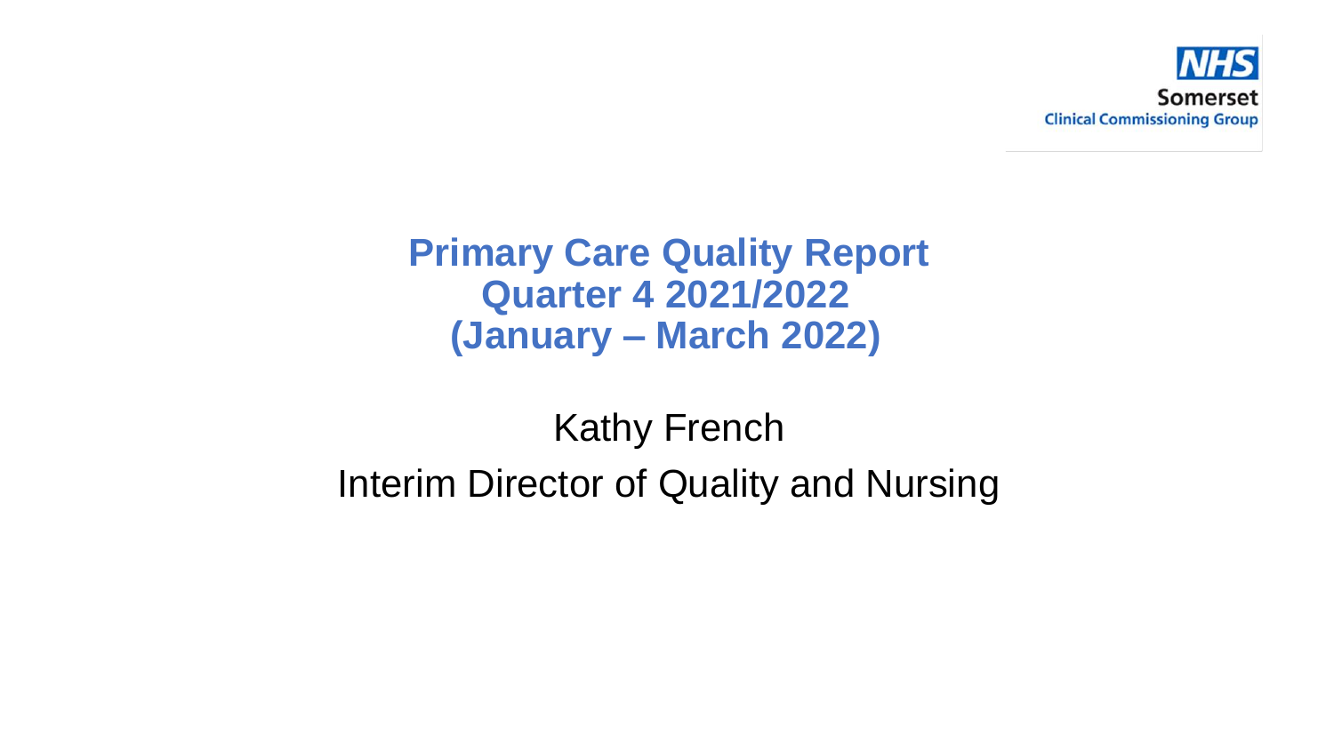NHS
Somerset
Clinical Commissioning Group

# Primary Care Quality Report Quarter 4 2021/2022 (January – March 2022)

Kathy French

Interim Director of Quality and Nursing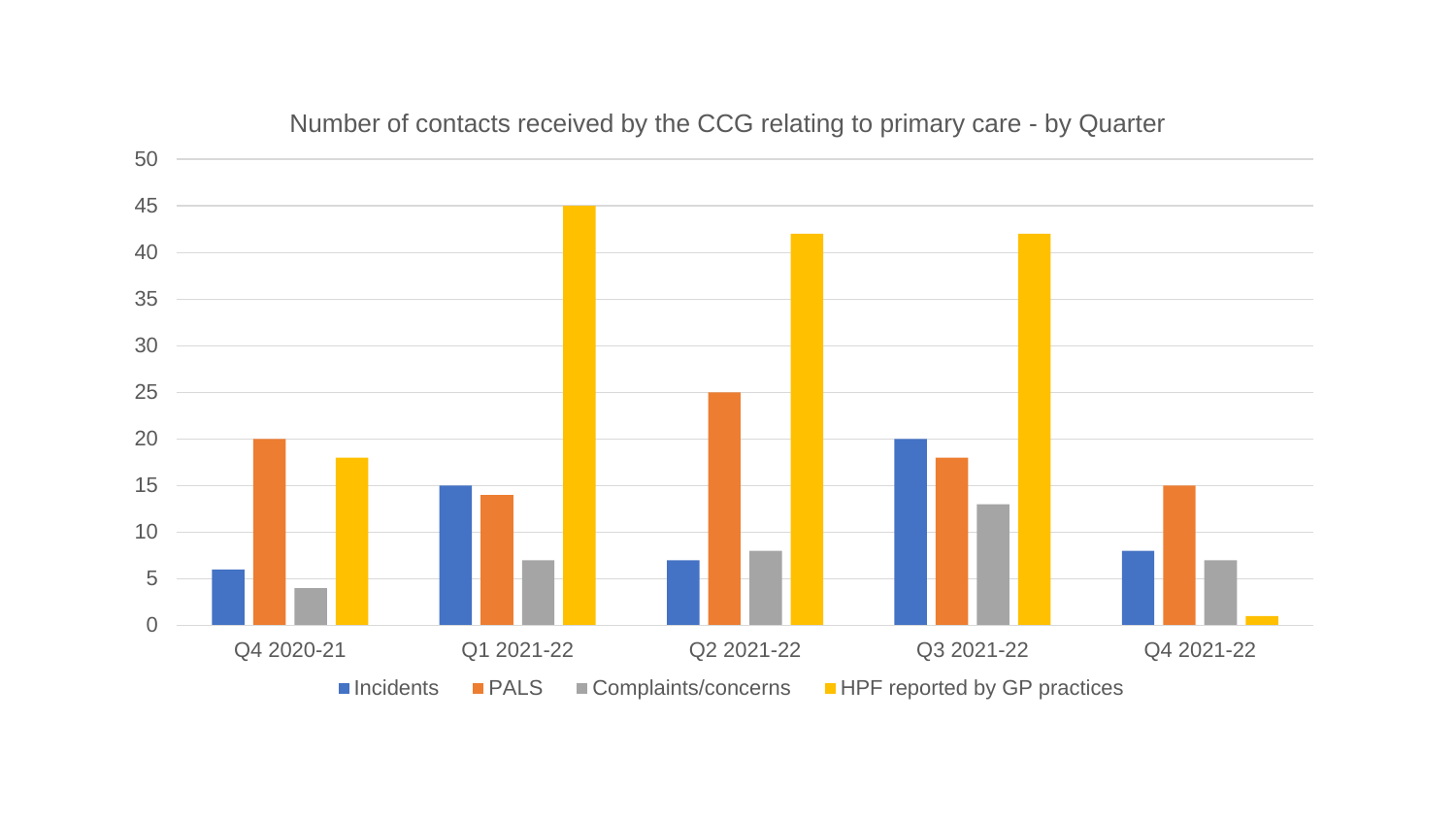## Number of contacts received by the CCG relating to primary care - by Quarter

| Quarter | Incidents | PALS | Complaints/concerns | HPF reported by GP practices |
|---|---|---|---|---|
| Q4 2020-21 | 6 | 20 | 4 | 18 |
| Q1 2021-22 | 15 | 14 | 7 | 45 |
| Q2 2021-22 | 7 | 25 | 8 | 42 |
| Q3 2021-22 | 20 | 18 | 13 | 42 |
| Q4 2021-22 | 8 | 15 | 7 | 1 |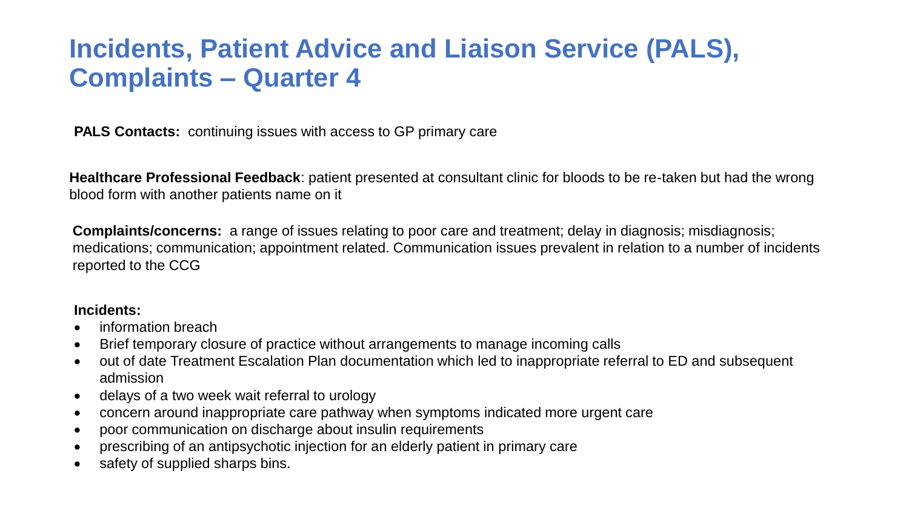# Incidents, Patient Advice and Liaison Service (PALS), Complaints – Quarter 4

**PALS Contacts:** continuing issues with access to GP primary care

**Healthcare Professional Feedback**: patient presented at consultant clinic for bloods to be re-taken but had the wrong blood form with another patients name on it

**Complaints/concerns:** a range of issues relating to poor care and treatment; delay in diagnosis; misdiagnosis; medications; communication; appointment related. Communication issues prevalent in relation to a number of incidents reported to the CCG

**Incidents:**

- information breach
- Brief temporary closure of practice without arrangements to manage incoming calls
- out of date Treatment Escalation Plan documentation which led to inappropriate referral to ED and subsequent admission
- delays of a two week wait referral to urology
- concern around inappropriate care pathway when symptoms indicated more urgent care
- poor communication on discharge about insulin requirements
- prescribing of an antipsychotic injection for an elderly patient in primary care
- safety of supplied sharps bins.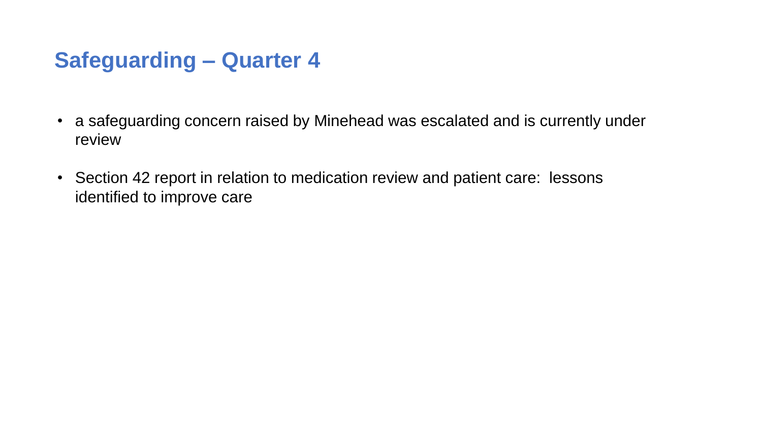# Safeguarding – Quarter 4

- a safeguarding concern raised by Minehead was escalated and is currently under review

- Section 42 report in relation to medication review and patient care:  lessons identified to improve care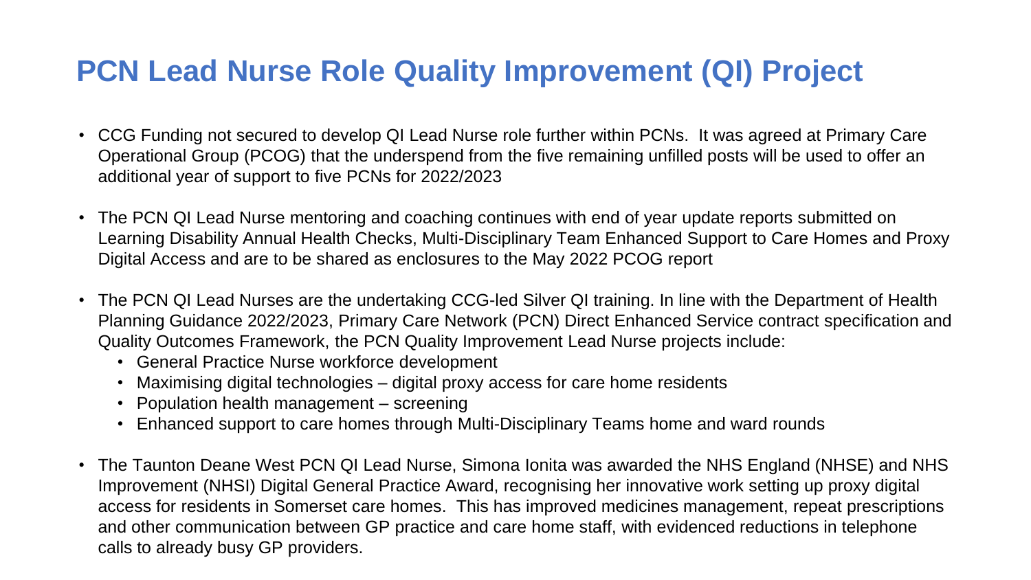# PCN Lead Nurse Role Quality Improvement (QI) Project

- CCG Funding not secured to develop QI Lead Nurse role further within PCNs. It was agreed at Primary Care Operational Group (PCOG) that the underspend from the five remaining unfilled posts will be used to offer an additional year of support to five PCNs for 2022/2023
- The PCN QI Lead Nurse mentoring and coaching continues with end of year update reports submitted on Learning Disability Annual Health Checks, Multi-Disciplinary Team Enhanced Support to Care Homes and Proxy Digital Access and are to be shared as enclosures to the May 2022 PCOG report
- The PCN QI Lead Nurses are the undertaking CCG-led Silver QI training. In line with the Department of Health Planning Guidance 2022/2023, Primary Care Network (PCN) Direct Enhanced Service contract specification and Quality Outcomes Framework, the PCN Quality Improvement Lead Nurse projects include:
  - General Practice Nurse workforce development
  - Maximising digital technologies – digital proxy access for care home residents
  - Population health management – screening
  - Enhanced support to care homes through Multi-Disciplinary Teams home and ward rounds
- The Taunton Deane West PCN QI Lead Nurse, Simona Ionita was awarded the NHS England (NHSE) and NHS Improvement (NHSI) Digital General Practice Award, recognising her innovative work setting up proxy digital access for residents in Somerset care homes. This has improved medicines management, repeat prescriptions and other communication between GP practice and care home staff, with evidenced reductions in telephone calls to already busy GP providers.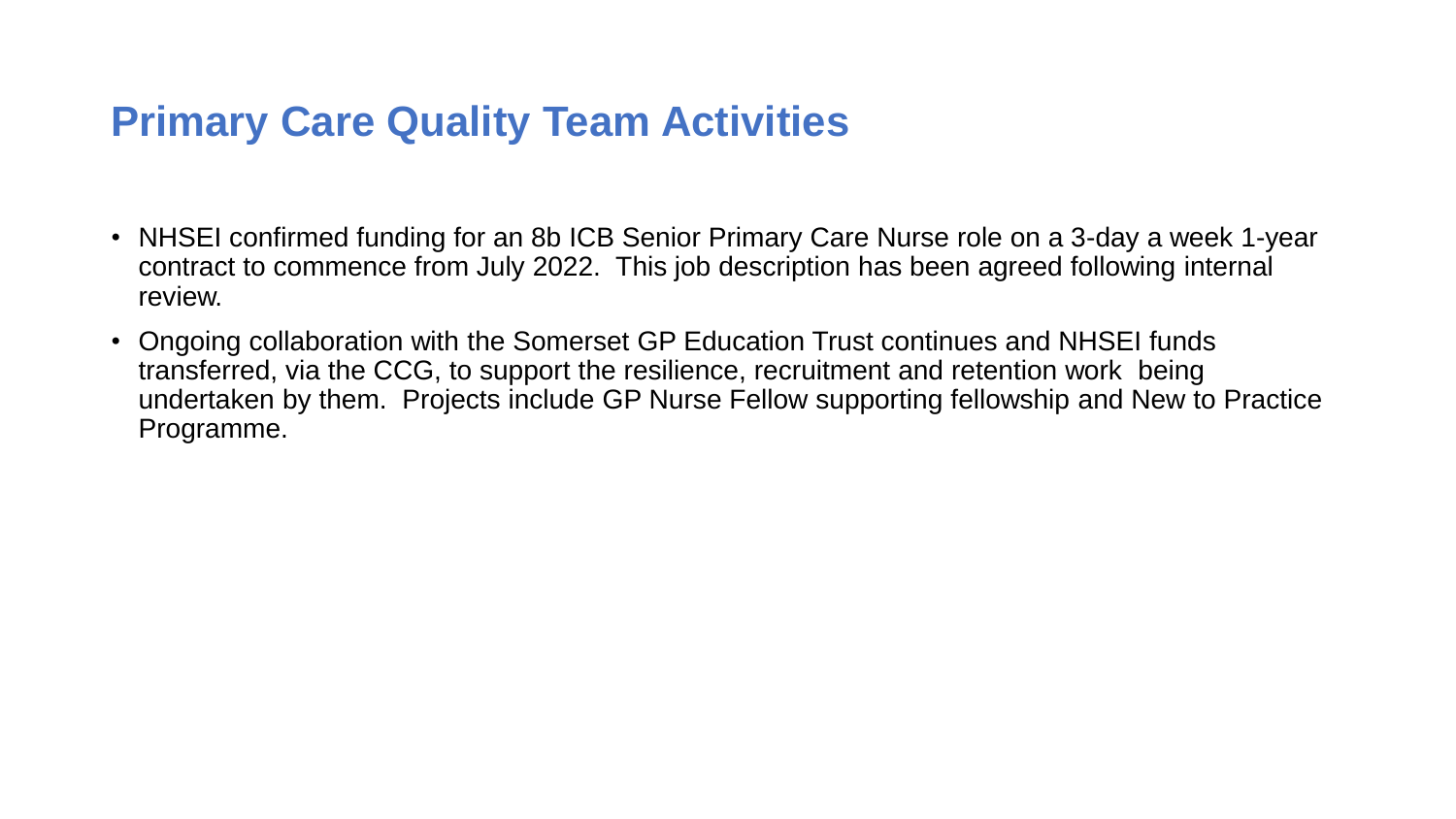# Primary Care Quality Team Activities

- NHSEI confirmed funding for an 8b ICB Senior Primary Care Nurse role on a 3-day a week 1-year contract to commence from July 2022. This job description has been agreed following internal review.
- Ongoing collaboration with the Somerset GP Education Trust continues and NHSEI funds transferred, via the CCG, to support the resilience, recruitment and retention work being undertaken by them. Projects include GP Nurse Fellow supporting fellowship and New to Practice Programme.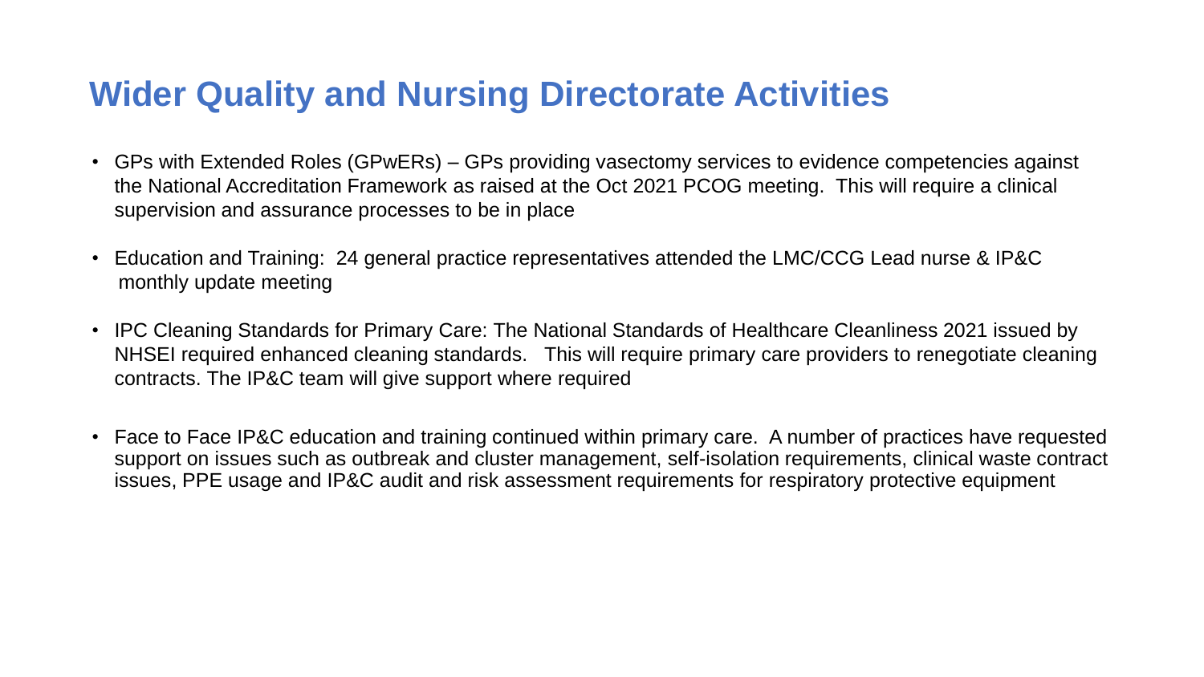# Wider Quality and Nursing Directorate Activities

- GPs with Extended Roles (GPwERs) – GPs providing vasectomy services to evidence competencies against the National Accreditation Framework as raised at the Oct 2021 PCOG meeting. This will require a clinical supervision and assurance processes to be in place
- Education and Training: 24 general practice representatives attended the LMC/CCG Lead nurse & IP&C monthly update meeting
- IPC Cleaning Standards for Primary Care: The National Standards of Healthcare Cleanliness 2021 issued by NHSEI required enhanced cleaning standards. This will require primary care providers to renegotiate cleaning contracts. The IP&C team will give support where required
- Face to Face IP&C education and training continued within primary care. A number of practices have requested support on issues such as outbreak and cluster management, self-isolation requirements, clinical waste contract issues, PPE usage and IP&C audit and risk assessment requirements for respiratory protective equipment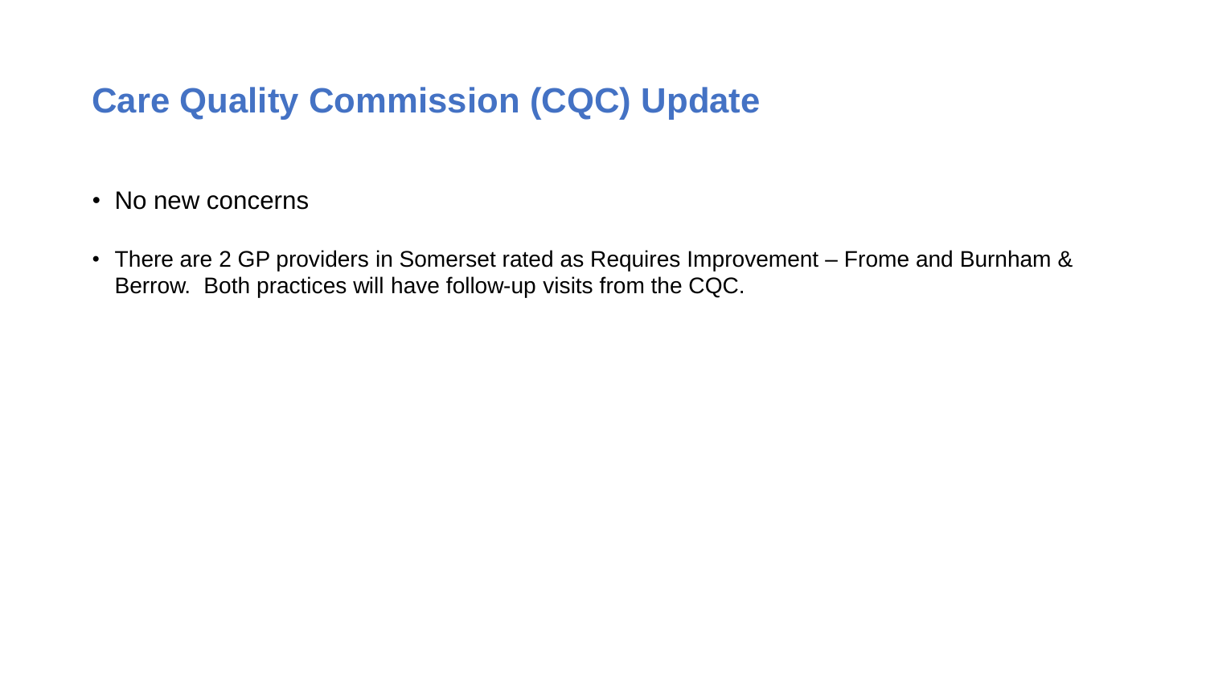# Care Quality Commission (CQC) Update

- No new concerns

- There are 2 GP providers in Somerset rated as Requires Improvement – Frome and Burnham & Berrow. Both practices will have follow-up visits from the CQC.